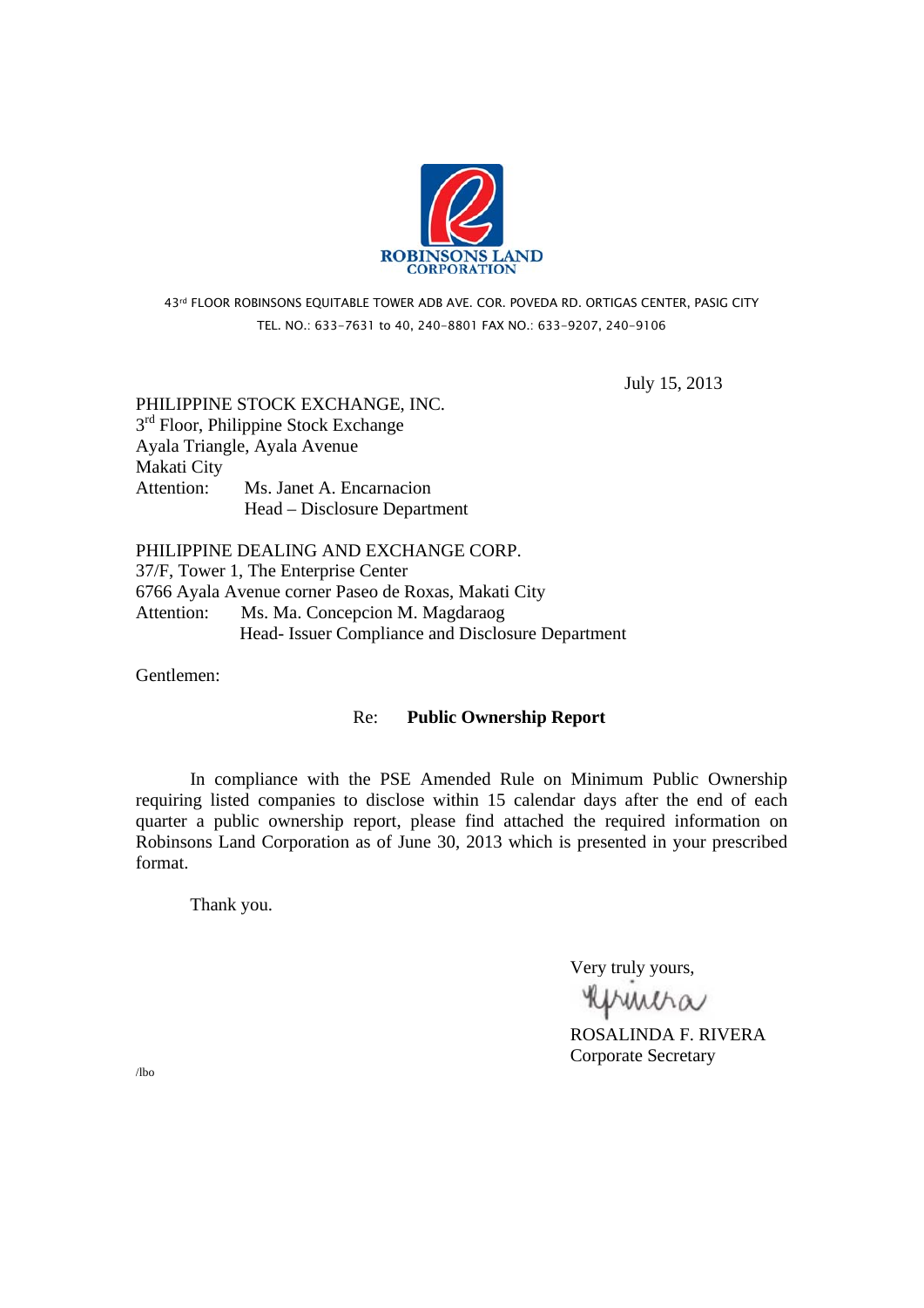ROBINSONS LAND CORPORATION

43rd FLOOR ROBINSONS EQUITABLE TOWER ADB AVE. COR. POVEDA RD. ORTIGAS CENTER, PASIG CITY
TEL. NO.: 633-7631 to 40, 240-8801 FAX NO.: 633-9207, 240-9106

July 15, 2013

PHILIPPINE STOCK EXCHANGE, INC.
3rd Floor, Philippine Stock Exchange
Ayala Triangle, Ayala Avenue
Makati City
Attention: Ms. Janet A. Encarnacion
Head – Disclosure Department

PHILIPPINE DEALING AND EXCHANGE CORP.
37/F, Tower 1, The Enterprise Center
6766 Ayala Avenue corner Paseo de Roxas, Makati City
Attention: Ms. Ma. Concepcion M. Magdaraog
Head- Issuer Compliance and Disclosure Department

Gentlemen:

Re: **Public Ownership Report**

In compliance with the PSE Amended Rule on Minimum Public Ownership requiring listed companies to disclose within 15 calendar days after the end of each quarter a public ownership report, please find attached the required information on Robinsons Land Corporation as of June 30, 2013 which is presented in your prescribed format.

Thank you.

Very truly yours,

ROSALINDA F. RIVERA
Corporate Secretary

/lbo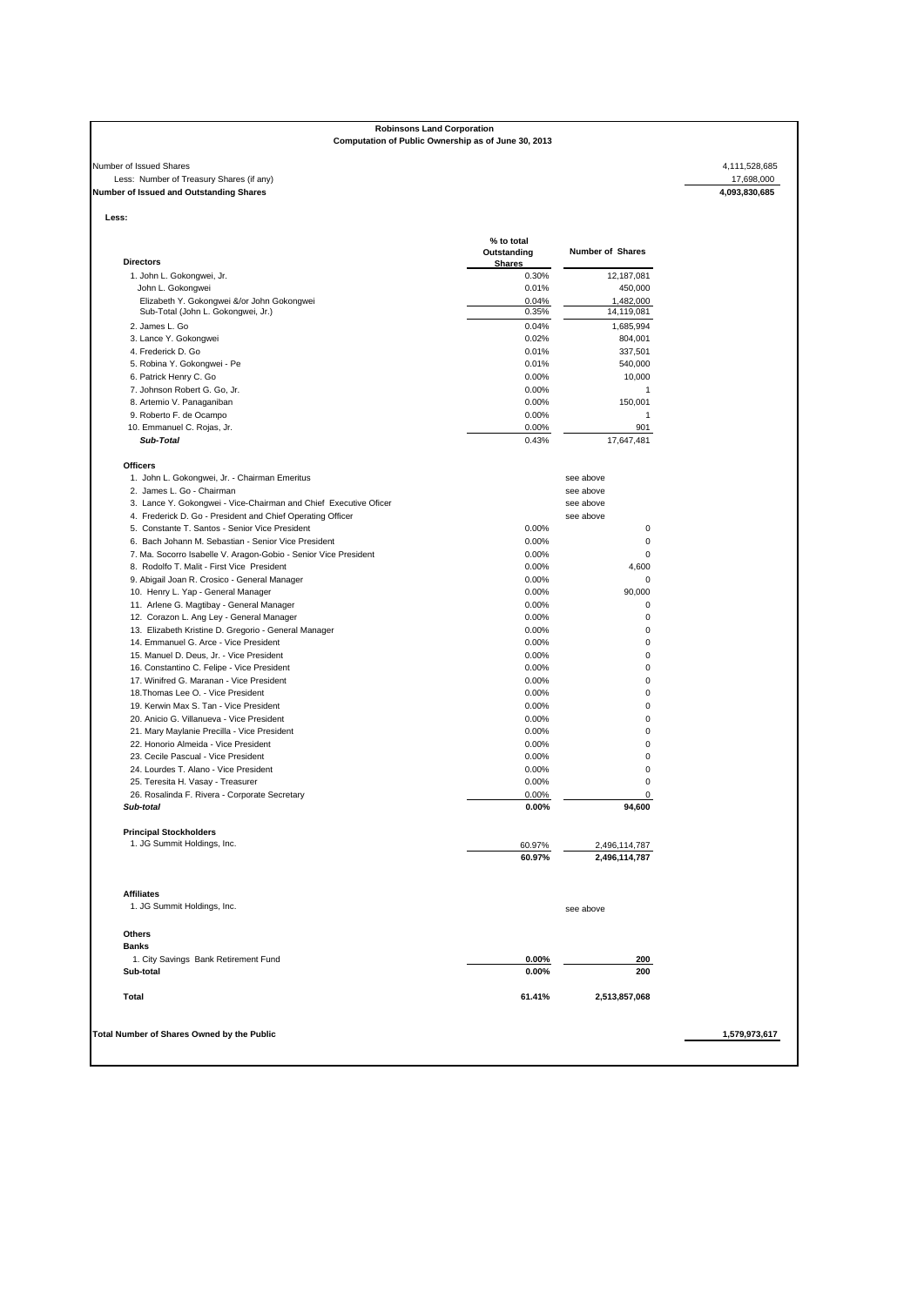**Robinsons Land Corporation**
**Computation of Public Ownership as of June 30, 2013**

| | | | |
|---|---|---|---|
| Number of Issued Shares | | | 4,111,528,685 |
| Less: Number of Treasury Shares (if any) | | | 17,698,000 |
| **Number of Issued and Outstanding Shares** | | | **4,093,830,685** |

**Less:**

| **Directors** | **% to total Outstanding Shares** | **Number of Shares** |
|---|---|---|
| 1. John L. Gokongwei, Jr. | 0.30% | 12,187,081 |
| John L. Gokongwei | 0.01% | 450,000 |
| Elizabeth Y. Gokongwei &/or John Gokongwei | 0.04% | 1,482,000 |
| Sub-Total (John L. Gokongwei, Jr.) | 0.35% | 14,119,081 |
| 2. James L. Go | 0.04% | 1,685,994 |
| 3. Lance Y. Gokongwei | 0.02% | 804,001 |
| 4. Frederick D. Go | 0.01% | 337,501 |
| 5. Robina Y. Gokongwei - Pe | 0.01% | 540,000 |
| 6. Patrick Henry C. Go | 0.00% | 10,000 |
| 7. Johnson Robert G. Go, Jr. | 0.00% | 1 |
| 8. Artemio V. Panaganiban | 0.00% | 150,001 |
| 9. Roberto F. de Ocampo | 0.00% | 1 |
| 10. Emmanuel C. Rojas, Jr. | 0.00% | 901 |
| ***Sub-Total*** | 0.43% | 17,647,481 |
| **Officers** | | |
| 1. John L. Gokongwei, Jr. - Chairman Emeritus | | see above |
| 2. James L. Go - Chairman | | see above |
| 3. Lance Y. Gokongwei - Vice-Chairman and Chief Executive Oficer | | see above |
| 4. Frederick D. Go - President and Chief Operating Officer | | see above |
| 5. Constante T. Santos - Senior Vice President | 0.00% | 0 |
| 6. Bach Johann M. Sebastian - Senior Vice President | 0.00% | 0 |
| 7. Ma. Socorro Isabelle V. Aragon-Gobio - Senior Vice President | 0.00% | 0 |
| 8. Rodolfo T. Malit - First Vice President | 0.00% | 4,600 |
| 9. Abigail Joan R. Crosico - General Manager | 0.00% | 0 |
| 10. Henry L. Yap - General Manager | 0.00% | 90,000 |
| 11. Arlene G. Magtibay - General Manager | 0.00% | 0 |
| 12. Corazon L. Ang Ley - General Manager | 0.00% | 0 |
| 13. Elizabeth Kristine D. Gregorio - General Manager | 0.00% | 0 |
| 14. Emmanuel G. Arce - Vice President | 0.00% | 0 |
| 15. Manuel D. Deus, Jr. - Vice President | 0.00% | 0 |
| 16. Constantino C. Felipe - Vice President | 0.00% | 0 |
| 17. Winifred G. Maranan - Vice President | 0.00% | 0 |
| 18.Thomas Lee O. - Vice President | 0.00% | 0 |
| 19. Kerwin Max S. Tan - Vice President | 0.00% | 0 |
| 20. Anicio G. Villanueva - Vice President | 0.00% | 0 |
| 21. Mary Maylanie Precilla - Vice President | 0.00% | 0 |
| 22. Honorio Almeida - Vice President | 0.00% | 0 |
| 23. Cecile Pascual - Vice President | 0.00% | 0 |
| 24. Lourdes T. Alano - Vice President | 0.00% | 0 |
| 25. Teresita H. Vasay - Treasurer | 0.00% | 0 |
| 26. Rosalinda F. Rivera - Corporate Secretary | 0.00% | 0 |
| ***Sub-total*** | **0.00%** | **94,600** |
| **Principal Stockholders** | | |
| 1. JG Summit Holdings, Inc. | 60.97% | 2,496,114,787 |
| | **60.97%** | **2,496,114,787** |
| **Affiliates** | | |
| 1. JG Summit Holdings, Inc. | | see above |
| **Others** | | |
| **Banks** | | |
| 1. City Savings Bank Retirement Fund | **0.00%** | **200** |
| **Sub-total** | **0.00%** | **200** |
| **Total** | **61.41%** | **2,513,857,068** |

**Total Number of Shares Owned by the Public** **1,579,973,617**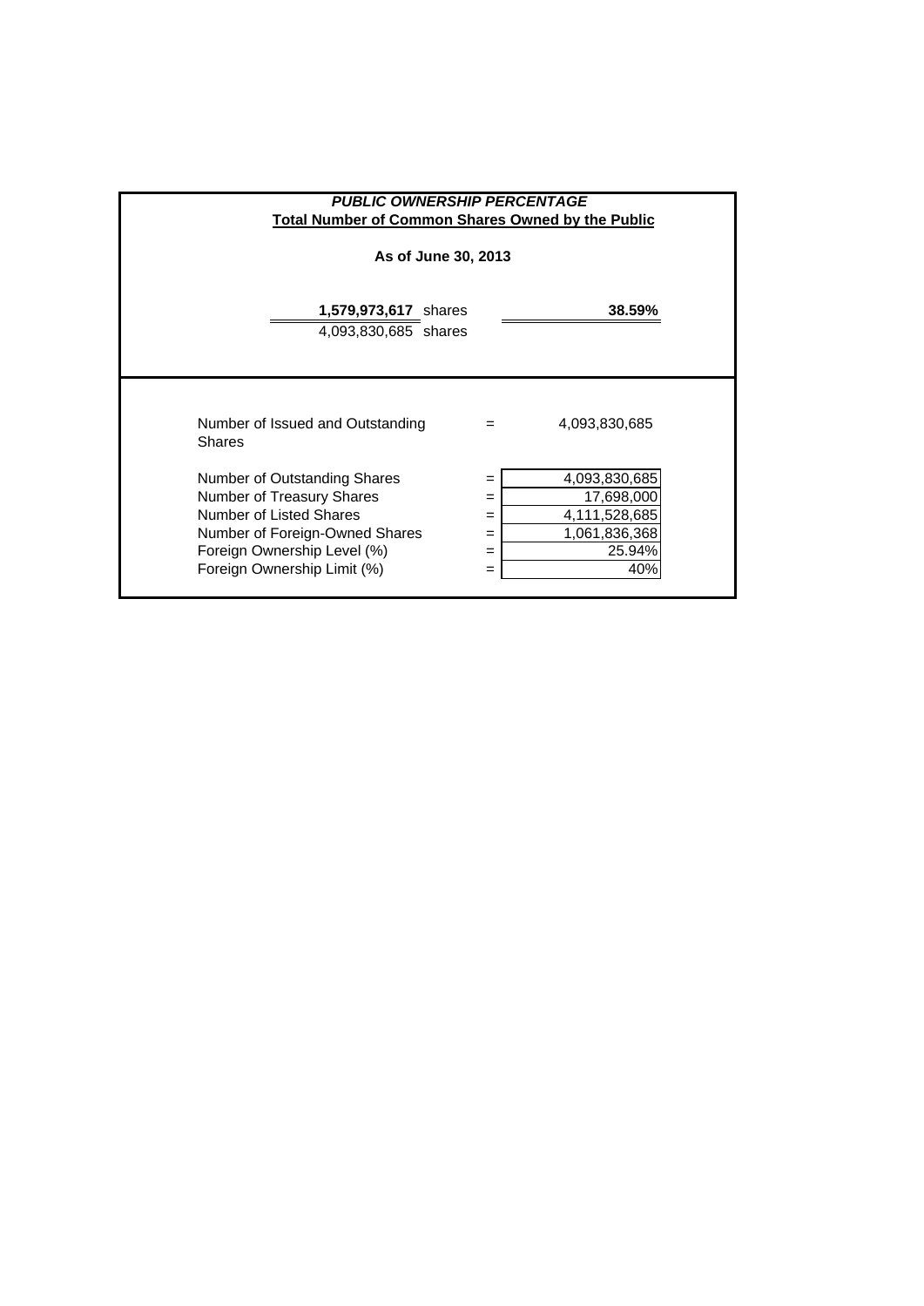***PUBLIC OWNERSHIP PERCENTAGE***

**Total Number of Common Shares Owned by the Public**

**As of June 30, 2013**

| | |
|---|---|
| **1,579,973,617** shares / 4,093,830,685 shares | **38.59%** |

| | | |
|---|---|---|
| Number of Issued and Outstanding Shares | = | 4,093,830,685 |
| Number of Outstanding Shares | = | 4,093,830,685 |
| Number of Treasury Shares | = | 17,698,000 |
| Number of Listed Shares | = | 4,111,528,685 |
| Number of Foreign-Owned Shares | = | 1,061,836,368 |
| Foreign Ownership Level (%) | = | 25.94% |
| Foreign Ownership Limit (%) | = | 40% |